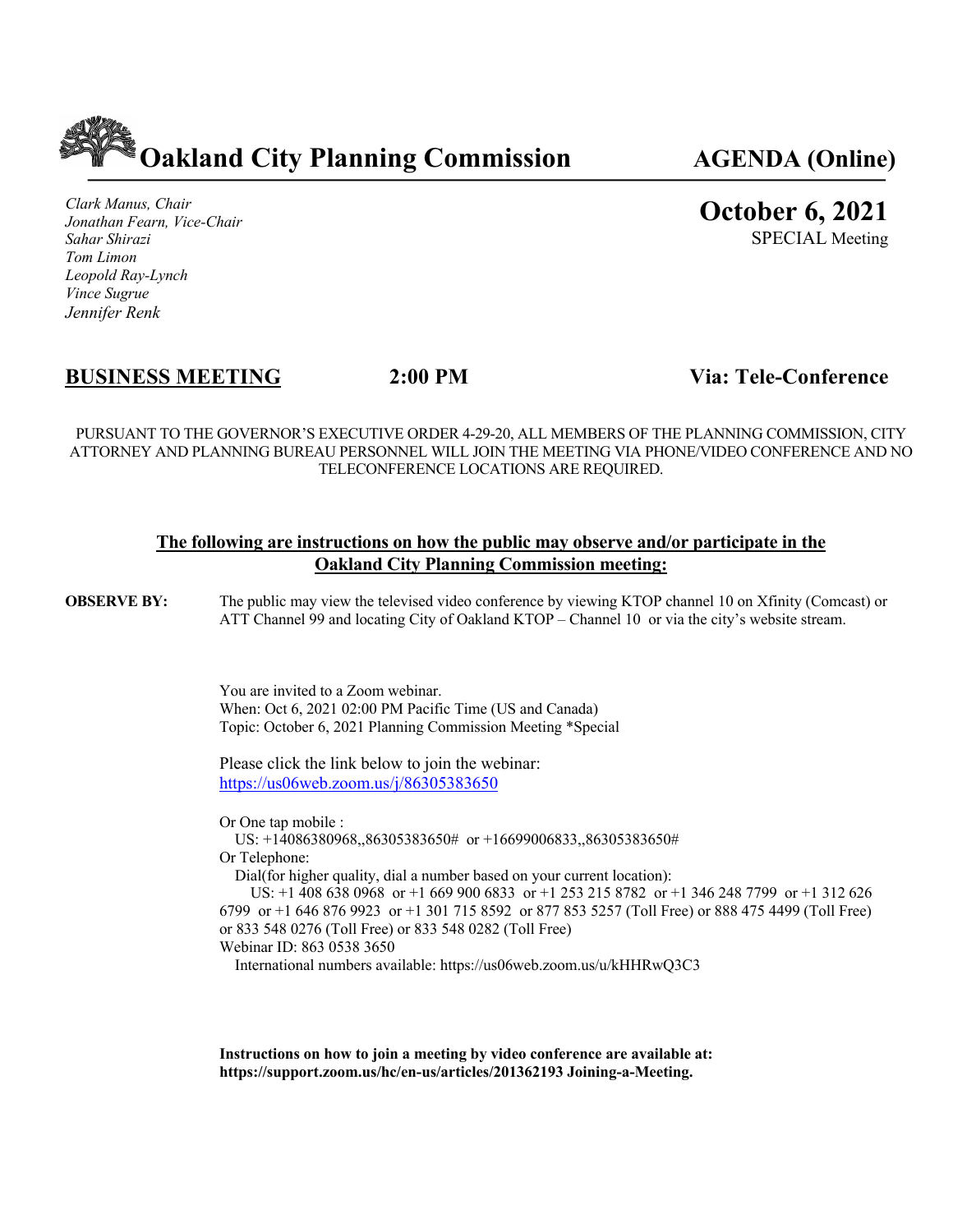# Oakland City Planning Commission

**AGENDA (Online)**

*Clark Manus, Chair*
*Jonathan Fearn, Vice-Chair*
*Sahar Shirazi*
*Tom Limon*
*Leopold Ray-Lynch*
*Vince Sugrue*
*Jennifer Renk*

**October 6, 2021**
SPECIAL Meeting

**BUSINESS MEETING** **2:00 PM** **Via: Tele-Conference**

PURSUANT TO THE GOVERNOR'S EXECUTIVE ORDER 4-29-20, ALL MEMBERS OF THE PLANNING COMMISSION, CITY ATTORNEY AND PLANNING BUREAU PERSONNEL WILL JOIN THE MEETING VIA PHONE/VIDEO CONFERENCE AND NO TELECONFERENCE LOCATIONS ARE REQUIRED.

## The following are instructions on how the public may observe and/or participate in the Oakland City Planning Commission meeting:

**OBSERVE BY:** The public may view the televised video conference by viewing KTOP channel 10 on Xfinity (Comcast) or ATT Channel 99 and locating City of Oakland KTOP – Channel 10 or via the city's website stream.

You are invited to a Zoom webinar.
When: Oct 6, 2021 02:00 PM Pacific Time (US and Canada)
Topic: October 6, 2021 Planning Commission Meeting *Special

Please click the link below to join the webinar:
https://us06web.zoom.us/j/86305383650

Or One tap mobile :
US: +14086380968,,86305383650# or +16699006833,,86305383650#
Or Telephone:
Dial(for higher quality, dial a number based on your current location):
US: +1 408 638 0968 or +1 669 900 6833 or +1 253 215 8782 or +1 346 248 7799 or +1 312 626 6799 or +1 646 876 9923 or +1 301 715 8592 or 877 853 5257 (Toll Free) or 888 475 4499 (Toll Free) or 833 548 0276 (Toll Free) or 833 548 0282 (Toll Free)
Webinar ID: 863 0538 3650
International numbers available: https://us06web.zoom.us/u/kHHRwQ3C3

**Instructions on how to join a meeting by video conference are available at: https://support.zoom.us/hc/en-us/articles/201362193 Joining-a-Meeting.**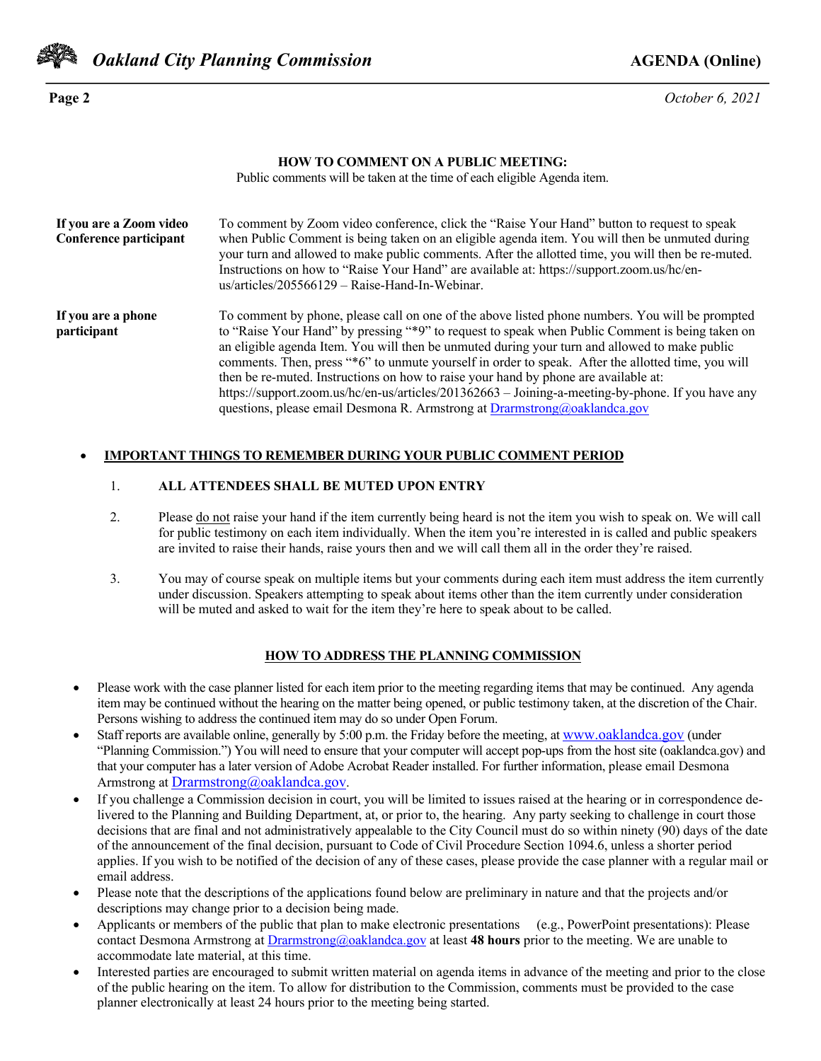## HOW TO COMMENT ON A PUBLIC MEETING:

Public comments will be taken at the time of each eligible Agenda item.

**If you are a Zoom video Conference participant**

To comment by Zoom video conference, click the "Raise Your Hand" button to request to speak when Public Comment is being taken on an eligible agenda item. You will then be unmuted during your turn and allowed to make public comments. After the allotted time, you will then be re-muted. Instructions on how to "Raise Your Hand" are available at: https://support.zoom.us/hc/en-us/articles/205566129 – Raise-Hand-In-Webinar.

**If you are a phone participant**

To comment by phone, please call on one of the above listed phone numbers. You will be prompted to "Raise Your Hand" by pressing "*9" to request to speak when Public Comment is being taken on an eligible agenda Item. You will then be unmuted during your turn and allowed to make public comments. Then, press "*6" to unmute yourself in order to speak. After the allotted time, you will then be re-muted. Instructions on how to raise your hand by phone are available at: https://support.zoom.us/hc/en-us/articles/201362663 – Joining-a-meeting-by-phone. If you have any questions, please email Desmona R. Armstrong at Drarmstrong@oaklandca.gov

- **IMPORTANT THINGS TO REMEMBER DURING YOUR PUBLIC COMMENT PERIOD**

  1. **ALL ATTENDEES SHALL BE MUTED UPON ENTRY**
  2. Please do not raise your hand if the item currently being heard is not the item you wish to speak on. We will call for public testimony on each item individually. When the item you're interested in is called and public speakers are invited to raise their hands, raise yours then and we will call them all in the order they're raised.
  3. You may of course speak on multiple items but your comments during each item must address the item currently under discussion. Speakers attempting to speak about items other than the item currently under consideration will be muted and asked to wait for the item they're here to speak about to be called.

## HOW TO ADDRESS THE PLANNING COMMISSION

- Please work with the case planner listed for each item prior to the meeting regarding items that may be continued. Any agenda item may be continued without the hearing on the matter being opened, or public testimony taken, at the discretion of the Chair. Persons wishing to address the continued item may do so under Open Forum.
- Staff reports are available online, generally by 5:00 p.m. the Friday before the meeting, at www.oaklandca.gov (under "Planning Commission.") You will need to ensure that your computer will accept pop-ups from the host site (oaklandca.gov) and that your computer has a later version of Adobe Acrobat Reader installed. For further information, please email Desmona Armstrong at Drarmstrong@oaklandca.gov.
- If you challenge a Commission decision in court, you will be limited to issues raised at the hearing or in correspondence delivered to the Planning and Building Department, at, or prior to, the hearing. Any party seeking to challenge in court those decisions that are final and not administratively appealable to the City Council must do so within ninety (90) days of the date of the announcement of the final decision, pursuant to Code of Civil Procedure Section 1094.6, unless a shorter period applies. If you wish to be notified of the decision of any of these cases, please provide the case planner with a regular mail or email address.
- Please note that the descriptions of the applications found below are preliminary in nature and that the projects and/or descriptions may change prior to a decision being made.
- Applicants or members of the public that plan to make electronic presentations (e.g., PowerPoint presentations): Please contact Desmona Armstrong at Drarmstrong@oaklandca.gov at least **48 hours** prior to the meeting. We are unable to accommodate late material, at this time.
- Interested parties are encouraged to submit written material on agenda items in advance of the meeting and prior to the close of the public hearing on the item. To allow for distribution to the Commission, comments must be provided to the case planner electronically at least 24 hours prior to the meeting being started.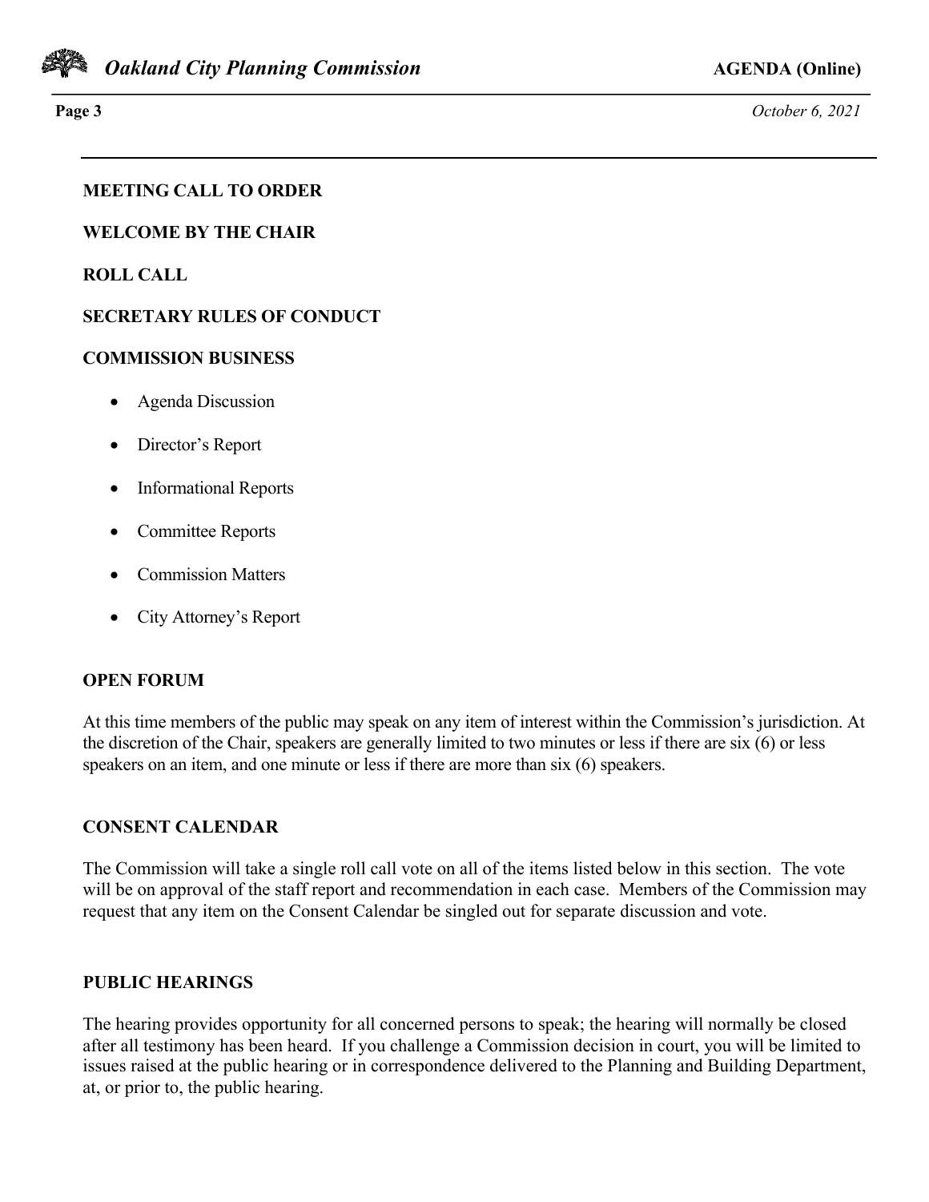**MEETING CALL TO ORDER**

**WELCOME BY THE CHAIR**

**ROLL CALL**

**SECRETARY RULES OF CONDUCT**

**COMMISSION BUSINESS**

- Agenda Discussion
- Director's Report
- Informational Reports
- Committee Reports
- Commission Matters
- City Attorney's Report

**OPEN FORUM**

At this time members of the public may speak on any item of interest within the Commission's jurisdiction. At the discretion of the Chair, speakers are generally limited to two minutes or less if there are six (6) or less speakers on an item, and one minute or less if there are more than six (6) speakers.

**CONSENT CALENDAR**

The Commission will take a single roll call vote on all of the items listed below in this section. The vote will be on approval of the staff report and recommendation in each case. Members of the Commission may request that any item on the Consent Calendar be singled out for separate discussion and vote.

**PUBLIC HEARINGS**

The hearing provides opportunity for all concerned persons to speak; the hearing will normally be closed after all testimony has been heard. If you challenge a Commission decision in court, you will be limited to issues raised at the public hearing or in correspondence delivered to the Planning and Building Department, at, or prior to, the public hearing.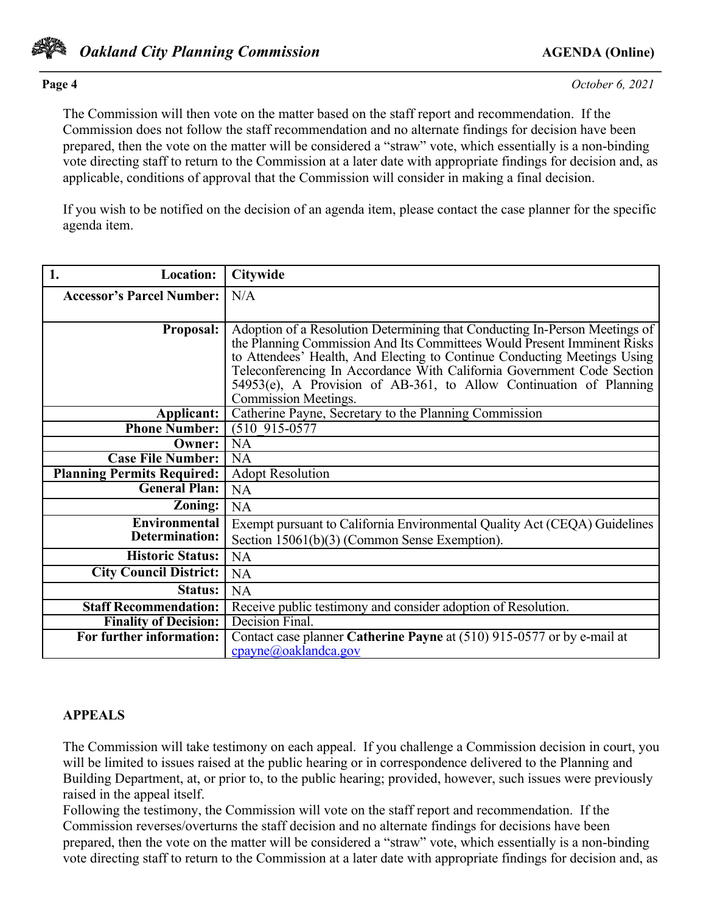The Commission will then vote on the matter based on the staff report and recommendation. If the Commission does not follow the staff recommendation and no alternate findings for decision have been prepared, then the vote on the matter will be considered a "straw" vote, which essentially is a non-binding vote directing staff to return to the Commission at a later date with appropriate findings for decision and, as applicable, conditions of approval that the Commission will consider in making a final decision.

If you wish to be notified on the decision of an agenda item, please contact the case planner for the specific agenda item.

| **1. Location:** | **Citywide** |
|---|---|
| **Accessor's Parcel Number:** | N/A |
| **Proposal:** | Adoption of a Resolution Determining that Conducting In-Person Meetings of the Planning Commission And Its Committees Would Present Imminent Risks to Attendees' Health, And Electing to Continue Conducting Meetings Using Teleconferencing In Accordance With California Government Code Section 54953(e), A Provision of AB-361, to Allow Continuation of Planning Commission Meetings. |
| **Applicant:** | Catherine Payne, Secretary to the Planning Commission |
| **Phone Number:** | (510_915-0577 |
| **Owner:** | NA |
| **Case File Number:** | NA |
| **Planning Permits Required:** | Adopt Resolution |
| **General Plan:** | NA |
| **Zoning:** | NA |
| **Environmental Determination:** | Exempt pursuant to California Environmental Quality Act (CEQA) Guidelines Section 15061(b)(3) (Common Sense Exemption). |
| **Historic Status:** | NA |
| **City Council District:** | NA |
| **Status:** | NA |
| **Staff Recommendation:** | Receive public testimony and consider adoption of Resolution. |
| **Finality of Decision:** | Decision Final. |
| **For further information:** | Contact case planner **Catherine Payne** at (510) 915-0577 or by e-mail at cpayne@oaklandca.gov |

**APPEALS**

The Commission will take testimony on each appeal. If you challenge a Commission decision in court, you will be limited to issues raised at the public hearing or in correspondence delivered to the Planning and Building Department, at, or prior to, to the public hearing; provided, however, such issues were previously raised in the appeal itself.

Following the testimony, the Commission will vote on the staff report and recommendation. If the Commission reverses/overturns the staff decision and no alternate findings for decisions have been prepared, then the vote on the matter will be considered a "straw" vote, which essentially is a non-binding vote directing staff to return to the Commission at a later date with appropriate findings for decision and, as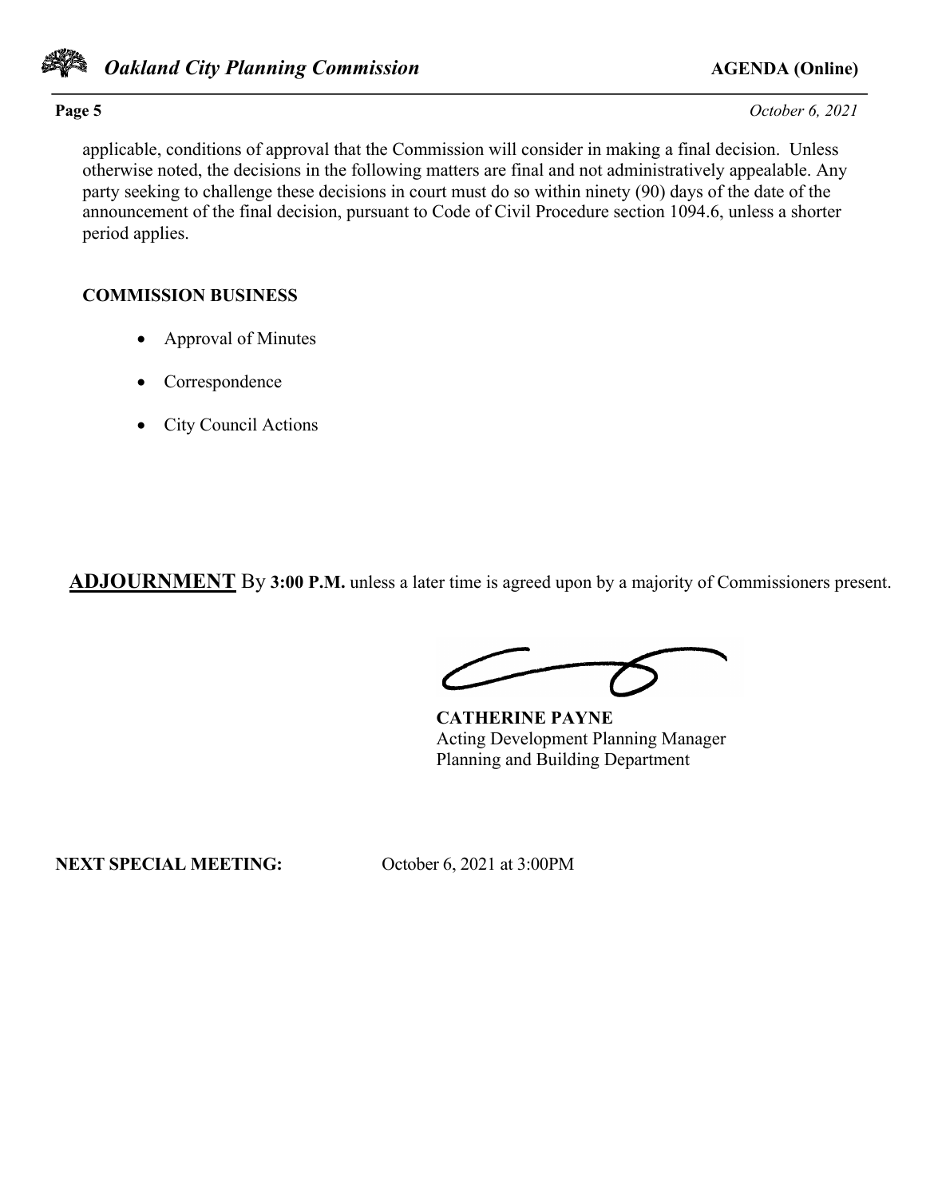applicable, conditions of approval that the Commission will consider in making a final decision. Unless otherwise noted, the decisions in the following matters are final and not administratively appealable. Any party seeking to challenge these decisions in court must do so within ninety (90) days of the date of the announcement of the final decision, pursuant to Code of Civil Procedure section 1094.6, unless a shorter period applies.

**COMMISSION BUSINESS**

- Approval of Minutes
- Correspondence
- City Council Actions

**ADJOURNMENT** By **3:00 P.M.** unless a later time is agreed upon by a majority of Commissioners present.

**CATHERINE PAYNE**
Acting Development Planning Manager
Planning and Building Department

**NEXT SPECIAL MEETING:** October 6, 2021 at 3:00PM